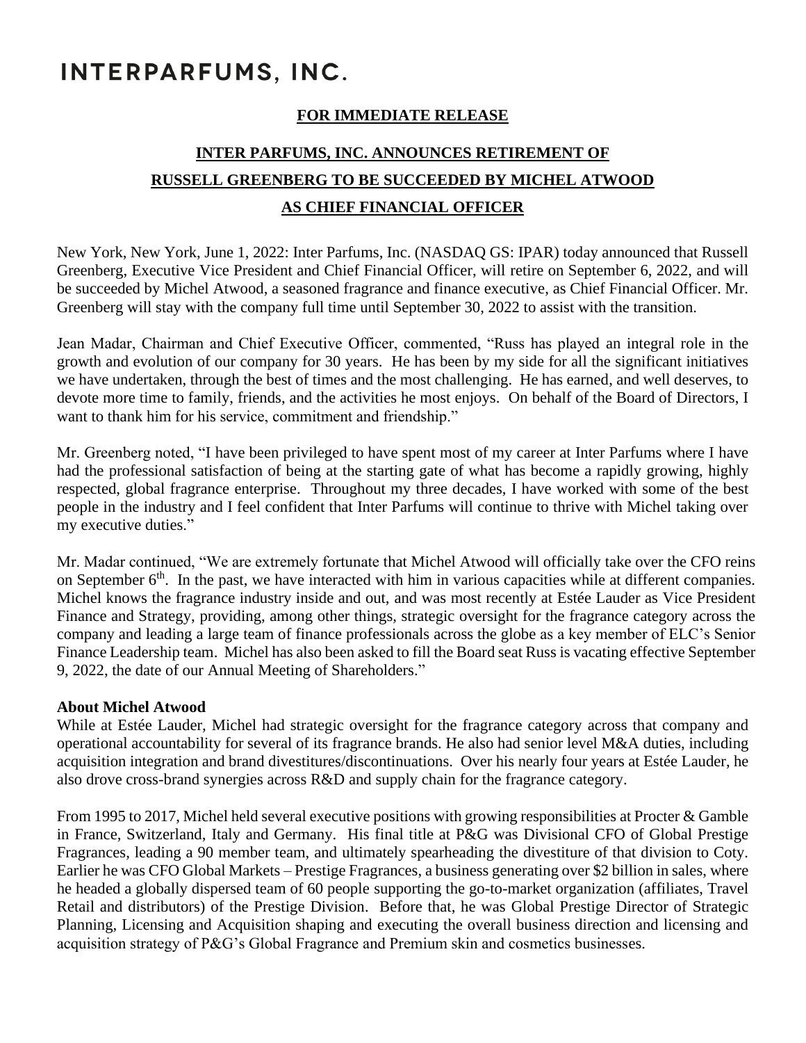# INTERPARFUMS, INC.

**FOR IMMEDIATE RELEASE**

## INTER PARFUMS, INC. ANNOUNCES RETIREMENT OF RUSSELL GREENBERG TO BE SUCCEEDED BY MICHEL ATWOOD AS CHIEF FINANCIAL OFFICER

New York, New York, June 1, 2022: Inter Parfums, Inc. (NASDAQ GS: IPAR) today announced that Russell Greenberg, Executive Vice President and Chief Financial Officer, will retire on September 6, 2022, and will be succeeded by Michel Atwood, a seasoned fragrance and finance executive, as Chief Financial Officer. Mr. Greenberg will stay with the company full time until September 30, 2022 to assist with the transition.

Jean Madar, Chairman and Chief Executive Officer, commented, "Russ has played an integral role in the growth and evolution of our company for 30 years. He has been by my side for all the significant initiatives we have undertaken, through the best of times and the most challenging. He has earned, and well deserves, to devote more time to family, friends, and the activities he most enjoys. On behalf of the Board of Directors, I want to thank him for his service, commitment and friendship."

Mr. Greenberg noted, "I have been privileged to have spent most of my career at Inter Parfums where I have had the professional satisfaction of being at the starting gate of what has become a rapidly growing, highly respected, global fragrance enterprise. Throughout my three decades, I have worked with some of the best people in the industry and I feel confident that Inter Parfums will continue to thrive with Michel taking over my executive duties."

Mr. Madar continued, "We are extremely fortunate that Michel Atwood will officially take over the CFO reins on September 6th. In the past, we have interacted with him in various capacities while at different companies. Michel knows the fragrance industry inside and out, and was most recently at Estée Lauder as Vice President Finance and Strategy, providing, among other things, strategic oversight for the fragrance category across the company and leading a large team of finance professionals across the globe as a key member of ELC's Senior Finance Leadership team. Michel has also been asked to fill the Board seat Russ is vacating effective September 9, 2022, the date of our Annual Meeting of Shareholders."

**About Michel Atwood**

While at Estée Lauder, Michel had strategic oversight for the fragrance category across that company and operational accountability for several of its fragrance brands. He also had senior level M&A duties, including acquisition integration and brand divestitures/discontinuations. Over his nearly four years at Estée Lauder, he also drove cross-brand synergies across R&D and supply chain for the fragrance category.

From 1995 to 2017, Michel held several executive positions with growing responsibilities at Procter & Gamble in France, Switzerland, Italy and Germany. His final title at P&G was Divisional CFO of Global Prestige Fragrances, leading a 90 member team, and ultimately spearheading the divestiture of that division to Coty. Earlier he was CFO Global Markets – Prestige Fragrances, a business generating over $2 billion in sales, where he headed a globally dispersed team of 60 people supporting the go-to-market organization (affiliates, Travel Retail and distributors) of the Prestige Division. Before that, he was Global Prestige Director of Strategic Planning, Licensing and Acquisition shaping and executing the overall business direction and licensing and acquisition strategy of P&G's Global Fragrance and Premium skin and cosmetics businesses.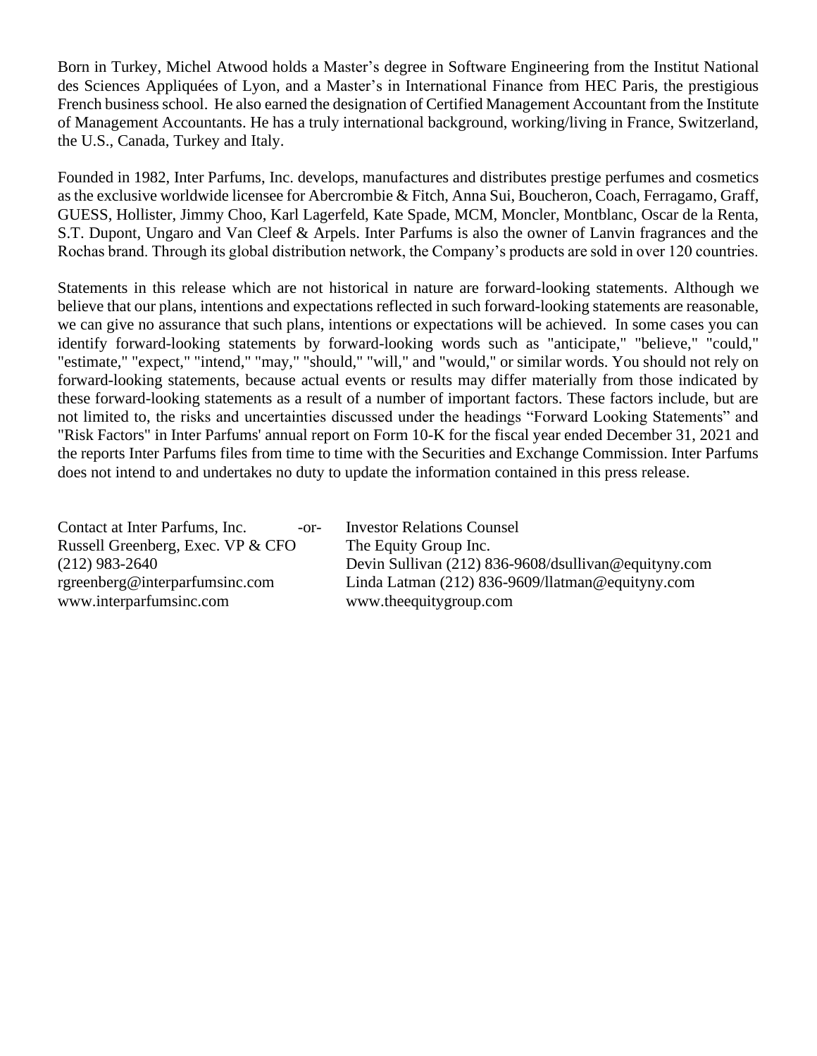Born in Turkey, Michel Atwood holds a Master's degree in Software Engineering from the Institut National des Sciences Appliquées of Lyon, and a Master's in International Finance from HEC Paris, the prestigious French business school. He also earned the designation of Certified Management Accountant from the Institute of Management Accountants. He has a truly international background, working/living in France, Switzerland, the U.S., Canada, Turkey and Italy.

Founded in 1982, Inter Parfums, Inc. develops, manufactures and distributes prestige perfumes and cosmetics as the exclusive worldwide licensee for Abercrombie & Fitch, Anna Sui, Boucheron, Coach, Ferragamo, Graff, GUESS, Hollister, Jimmy Choo, Karl Lagerfeld, Kate Spade, MCM, Moncler, Montblanc, Oscar de la Renta, S.T. Dupont, Ungaro and Van Cleef & Arpels. Inter Parfums is also the owner of Lanvin fragrances and the Rochas brand. Through its global distribution network, the Company's products are sold in over 120 countries.

Statements in this release which are not historical in nature are forward-looking statements. Although we believe that our plans, intentions and expectations reflected in such forward-looking statements are reasonable, we can give no assurance that such plans, intentions or expectations will be achieved. In some cases you can identify forward-looking statements by forward-looking words such as "anticipate," "believe," "could," "estimate," "expect," "intend," "may," "should," "will," and "would," or similar words. You should not rely on forward-looking statements, because actual events or results may differ materially from those indicated by these forward-looking statements as a result of a number of important factors. These factors include, but are not limited to, the risks and uncertainties discussed under the headings "Forward Looking Statements" and "Risk Factors" in Inter Parfums' annual report on Form 10-K for the fiscal year ended December 31, 2021 and the reports Inter Parfums files from time to time with the Securities and Exchange Commission. Inter Parfums does not intend to and undertakes no duty to update the information contained in this press release.

Contact at Inter Parfums, Inc. -or-
Russell Greenberg, Exec. VP & CFO
(212) 983-2640
rgreenberg@interparfumsinc.com
www.interparfumsinc.com

Investor Relations Counsel
The Equity Group Inc.
Devin Sullivan (212) 836-9608/dsullivan@equityny.com
Linda Latman (212) 836-9609/llatman@equityny.com
www.theequitygroup.com